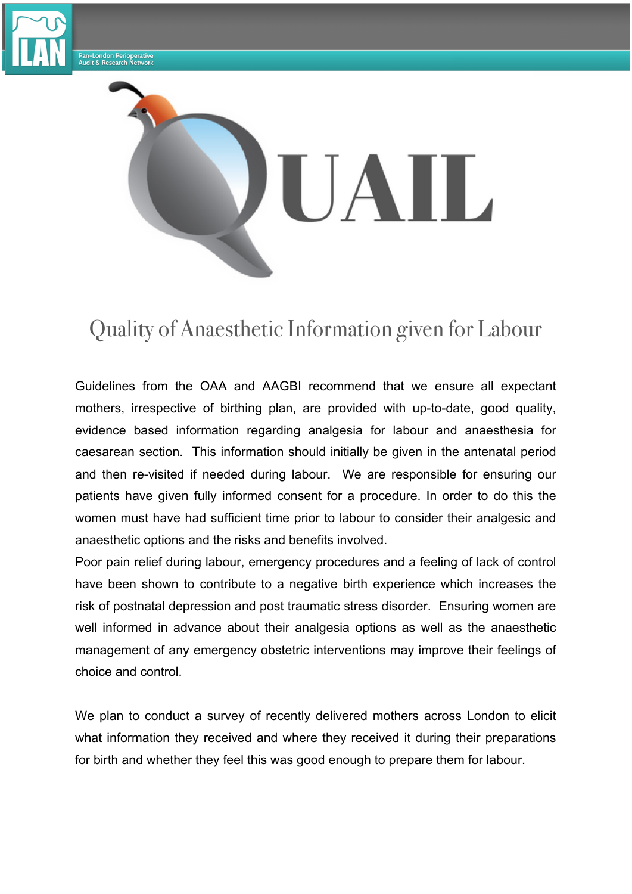PLAN

Pan-London Perioperative Audit & Research Network

# QUAIL

## Quality of Anaesthetic Information given for Labour

Guidelines from the OAA and AAGBI recommend that we ensure all expectant mothers, irrespective of birthing plan, are provided with up-to-date, good quality, evidence based information regarding analgesia for labour and anaesthesia for caesarean section. This information should initially be given in the antenatal period and then re-visited if needed during labour. We are responsible for ensuring our patients have given fully informed consent for a procedure. In order to do this the women must have had sufficient time prior to labour to consider their analgesic and anaesthetic options and the risks and benefits involved.

Poor pain relief during labour, emergency procedures and a feeling of lack of control have been shown to contribute to a negative birth experience which increases the risk of postnatal depression and post traumatic stress disorder. Ensuring women are well informed in advance about their analgesia options as well as the anaesthetic management of any emergency obstetric interventions may improve their feelings of choice and control.

We plan to conduct a survey of recently delivered mothers across London to elicit what information they received and where they received it during their preparations for birth and whether they feel this was good enough to prepare them for labour.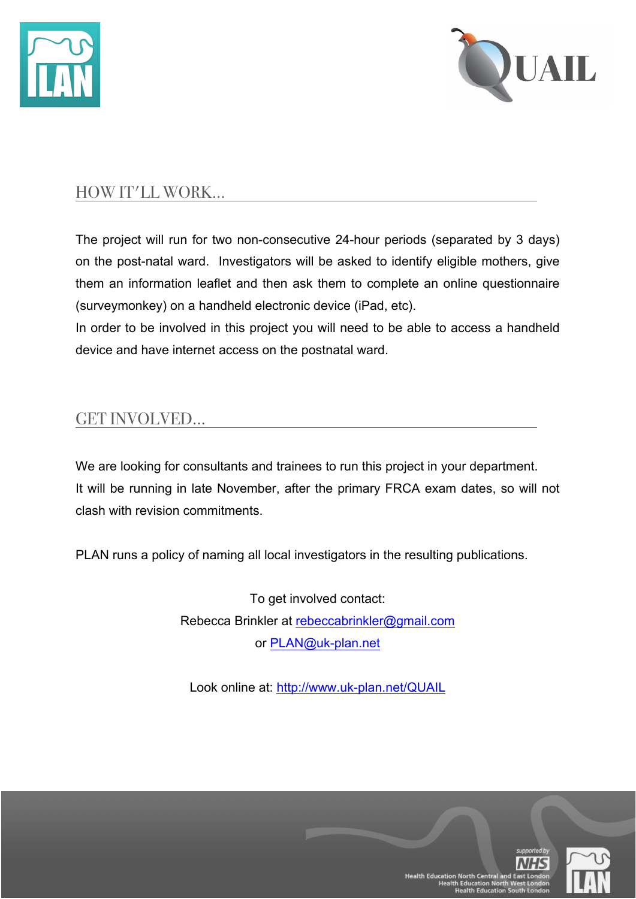## HOW IT'LL WORK...

The project will run for two non-consecutive 24-hour periods (separated by 3 days) on the post-natal ward. Investigators will be asked to identify eligible mothers, give them an information leaflet and then ask them to complete an online questionnaire (surveymonkey) on a handheld electronic device (iPad, etc).

In order to be involved in this project you will need to be able to access a handheld device and have internet access on the postnatal ward.

## GET INVOLVED...

We are looking for consultants and trainees to run this project in your department.
It will be running in late November, after the primary FRCA exam dates, so will not clash with revision commitments.

PLAN runs a policy of naming all local investigators in the resulting publications.

To get involved contact:
Rebecca Brinkler at rebeccabrinkler@gmail.com
or PLAN@uk-plan.net

Look online at: http://www.uk-plan.net/QUAIL

supported by NHS
Health Education North Central and East London
Health Education North West London
Health Education South London